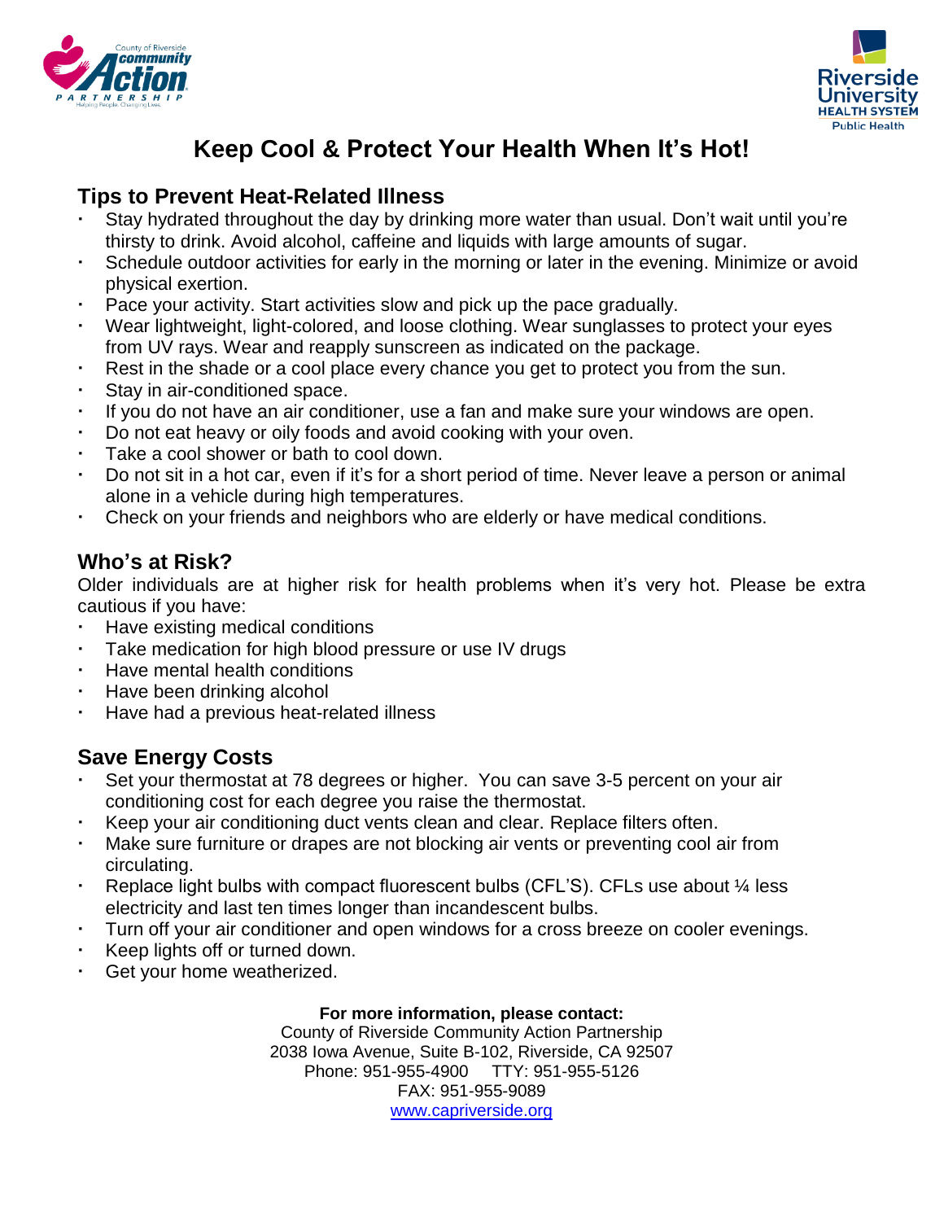# Keep Cool & Protect Your Health When It's Hot!

## Tips to Prevent Heat-Related Illness

- Stay hydrated throughout the day by drinking more water than usual. Don't wait until you're thirsty to drink. Avoid alcohol, caffeine and liquids with large amounts of sugar.
- Schedule outdoor activities for early in the morning or later in the evening. Minimize or avoid physical exertion.
- Pace your activity. Start activities slow and pick up the pace gradually.
- Wear lightweight, light-colored, and loose clothing. Wear sunglasses to protect your eyes from UV rays. Wear and reapply sunscreen as indicated on the package.
- Rest in the shade or a cool place every chance you get to protect you from the sun.
- Stay in air-conditioned space.
- If you do not have an air conditioner, use a fan and make sure your windows are open.
- Do not eat heavy or oily foods and avoid cooking with your oven.
- Take a cool shower or bath to cool down.
- Do not sit in a hot car, even if it's for a short period of time. Never leave a person or animal alone in a vehicle during high temperatures.
- Check on your friends and neighbors who are elderly or have medical conditions.

## Who's at Risk?

Older individuals are at higher risk for health problems when it's very hot. Please be extra cautious if you have:

- Have existing medical conditions
- Take medication for high blood pressure or use IV drugs
- Have mental health conditions
- Have been drinking alcohol
- Have had a previous heat-related illness

## Save Energy Costs

- Set your thermostat at 78 degrees or higher. You can save 3-5 percent on your air conditioning cost for each degree you raise the thermostat.
- Keep your air conditioning duct vents clean and clear. Replace filters often.
- Make sure furniture or drapes are not blocking air vents or preventing cool air from circulating.
- Replace light bulbs with compact fluorescent bulbs (CFL'S). CFLs use about ¼ less electricity and last ten times longer than incandescent bulbs.
- Turn off your air conditioner and open windows for a cross breeze on cooler evenings.
- Keep lights off or turned down.
- Get your home weatherized.

**For more information, please contact:**

County of Riverside Community Action Partnership
2038 Iowa Avenue, Suite B-102, Riverside, CA 92507
Phone: 951-955-4900 TTY: 951-955-5126
FAX: 951-955-9089
www.capriverside.org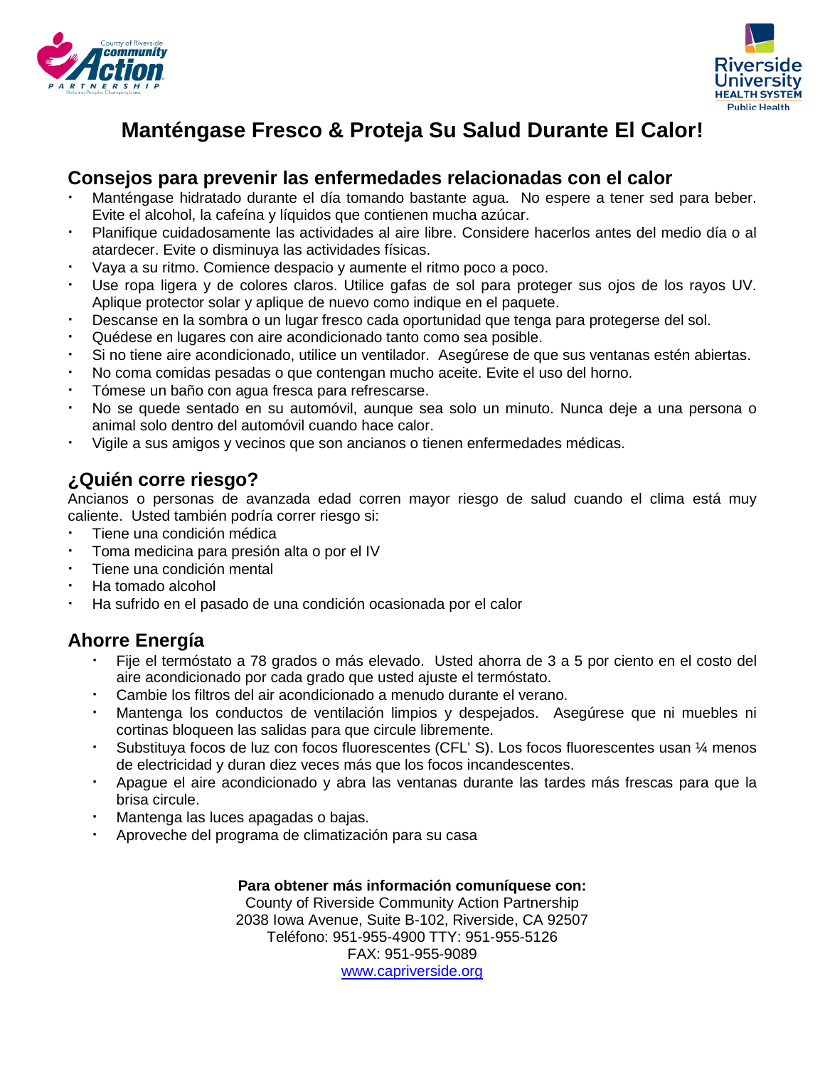# Manténgase Fresco & Proteja Su Salud Durante El Calor!

## Consejos para prevenir las enfermedades relacionadas con el calor

- Manténgase hidratado durante el día tomando bastante agua. No espere a tener sed para beber. Evite el alcohol, la cafeína y líquidos que contienen mucha azúcar.
- Planifique cuidadosamente las actividades al aire libre. Considere hacerlos antes del medio día o al atardecer. Evite o disminuya las actividades físicas.
- Vaya a su ritmo. Comience despacio y aumente el ritmo poco a poco.
- Use ropa ligera y de colores claros. Utilice gafas de sol para proteger sus ojos de los rayos UV. Aplique protector solar y aplique de nuevo como indique en el paquete.
- Descanse en la sombra o un lugar fresco cada oportunidad que tenga para protegerse del sol.
- Quédese en lugares con aire acondicionado tanto como sea posible.
- Si no tiene aire acondicionado, utilice un ventilador. Asegúrese de que sus ventanas estén abiertas.
- No coma comidas pesadas o que contengan mucho aceite. Evite el uso del horno.
- Tómese un baño con agua fresca para refrescarse.
- No se quede sentado en su automóvil, aunque sea solo un minuto. Nunca deje a una persona o animal solo dentro del automóvil cuando hace calor.
- Vigile a sus amigos y vecinos que son ancianos o tienen enfermedades médicas.

## ¿Quién corre riesgo?

Ancianos o personas de avanzada edad corren mayor riesgo de salud cuando el clima está muy caliente. Usted también podría correr riesgo si:

- Tiene una condición médica
- Toma medicina para presión alta o por el IV
- Tiene una condición mental
- Ha tomado alcohol
- Ha sufrido en el pasado de una condición ocasionada por el calor

## Ahorre Energía

- Fije el termóstato a 78 grados o más elevado. Usted ahorra de 3 a 5 por ciento en el costo del aire acondicionado por cada grado que usted ajuste el termóstato.
- Cambie los filtros del air acondicionado a menudo durante el verano.
- Mantenga los conductos de ventilación limpios y despejados. Asegúrese que ni muebles ni cortinas bloqueen las salidas para que circule libremente.
- Substituya focos de luz con focos fluorescentes (CFL' S). Los focos fluorescentes usan ¼ menos de electricidad y duran diez veces más que los focos incandescentes.
- Apague el aire acondicionado y abra las ventanas durante las tardes más frescas para que la brisa circule.
- Mantenga las luces apagadas o bajas.
- Aproveche del programa de climatización para su casa

**Para obtener más información comuníquese con:**
County of Riverside Community Action Partnership
2038 Iowa Avenue, Suite B-102, Riverside, CA 92507
Teléfono: 951-955-4900 TTY: 951-955-5126
FAX: 951-955-9089
www.capriverside.org